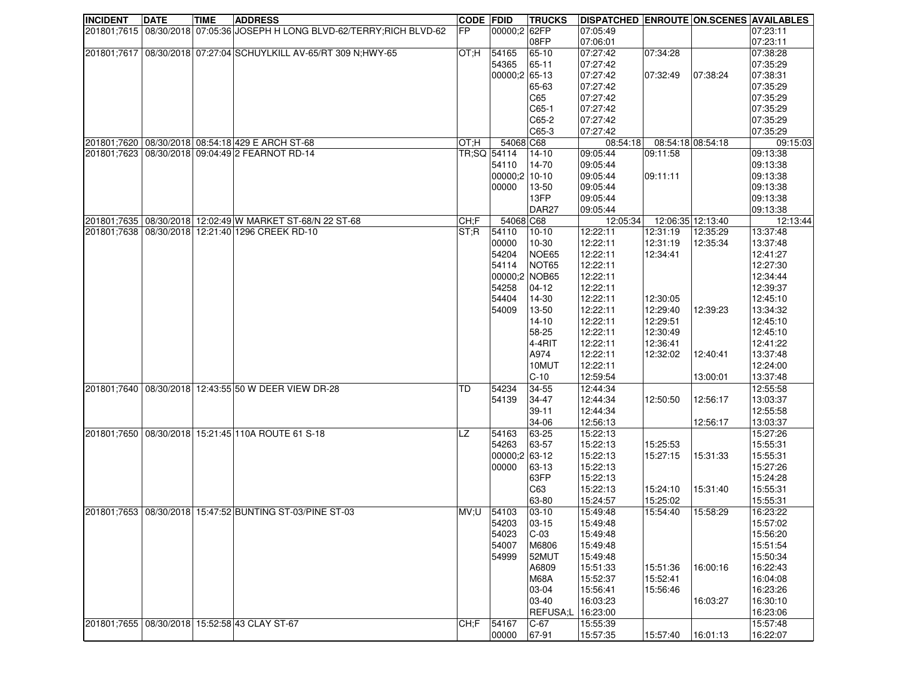| INCIDENT | DATE | TIME | ADDRESS | CODE | FDID | TRUCKS | DISPATCHED | ENROUTE | ON.SCENES | AVAILABLES |
|---|---|---|---|---|---|---|---|---|---|---|
| 201801;7615 | 08/30/2018 | 07:05:36 | JOSEPH H LONG BLVD-62/TERRY;RICH BLVD-62 | FP | 00000;2 | 62FP | 07:05:49 | | | 07:23:11 |
| | | | | | | 08FP | 07:06:01 | | | 07:23:11 |
| 201801;7617 | 08/30/2018 | 07:27:04 | SCHUYLKILL AV-65/RT 309 N;HWY-65 | OT;H | 54165 | 65-10 | 07:27:42 | 07:34:28 | | 07:38:28 |
| | | | | | 54365 | 65-11 | 07:27:42 | | | 07:35:29 |
| | | | | | 00000;2 | 65-13 | 07:27:42 | 07:32:49 | 07:38:24 | 07:38:31 |
| | | | | | | 65-63 | 07:27:42 | | | 07:35:29 |
| | | | | | | C65 | 07:27:42 | | | 07:35:29 |
| | | | | | | C65-1 | 07:27:42 | | | 07:35:29 |
| | | | | | | C65-2 | 07:27:42 | | | 07:35:29 |
| | | | | | | C65-3 | 07:27:42 | | | 07:35:29 |
| 201801;7620 | 08/30/2018 | 08:54:18 | 429 E ARCH ST-68 | OT;H | 54068 | C68 | 08:54:18 | 08:54:18 | 08:54:18 | 09:15:03 |
| 201801;7623 | 08/30/2018 | 09:04:49 | 2 FEARNOT RD-14 | TR;SQ | 54114 | 14-10 | 09:05:44 | 09:11:58 | | 09:13:38 |
| | | | | | 54110 | 14-70 | 09:05:44 | | | 09:13:38 |
| | | | | | 00000;2 | 10-10 | 09:05:44 | 09:11:11 | | 09:13:38 |
| | | | | | 00000 | 13-50 | 09:05:44 | | | 09:13:38 |
| | | | | | | 13FP | 09:05:44 | | | 09:13:38 |
| | | | | | | DAR27 | 09:05:44 | | | 09:13:38 |
| 201801;7635 | 08/30/2018 | 12:02:49 | W MARKET ST-68/N 22 ST-68 | CH;F | 54068 | C68 | 12:05:34 | 12:06:35 | 12:13:40 | 12:13:44 |
| 201801;7638 | 08/30/2018 | 12:21:40 | 1296 CREEK RD-10 | ST;R | 54110 | 10-10 | 12:22:11 | 12:31:19 | 12:35:29 | 13:37:48 |
| | | | | | 00000 | 10-30 | 12:22:11 | 12:31:19 | 12:35:34 | 13:37:48 |
| | | | | | 54204 | NOE65 | 12:22:11 | 12:34:41 | | 12:41:27 |
| | | | | | 54114 | NOT65 | 12:22:11 | | | 12:27:30 |
| | | | | | 00000;2 | NOB65 | 12:22:11 | | | 12:34:44 |
| | | | | | 54258 | 04-12 | 12:22:11 | | | 12:39:37 |
| | | | | | 54404 | 14-30 | 12:22:11 | 12:30:05 | | 12:45:10 |
| | | | | | 54009 | 13-50 | 12:22:11 | 12:29:40 | 12:39:23 | 13:34:32 |
| | | | | | | 14-10 | 12:22:11 | 12:29:51 | | 12:45:10 |
| | | | | | | 58-25 | 12:22:11 | 12:30:49 | | 12:45:10 |
| | | | | | | 4-4RIT | 12:22:11 | 12:36:41 | | 12:41:22 |
| | | | | | | A974 | 12:22:11 | 12:32:02 | 12:40:41 | 13:37:48 |
| | | | | | | 10MUT | 12:22:11 | | | 12:24:00 |
| | | | | | | C-10 | 12:59:54 | | 13:00:01 | 13:37:48 |
| 201801;7640 | 08/30/2018 | 12:43:55 | 50 W DEER VIEW DR-28 | TD | 54234 | 34-55 | 12:44:34 | | | 12:55:58 |
| | | | | | 54139 | 34-47 | 12:44:34 | 12:50:50 | 12:56:17 | 13:03:37 |
| | | | | | | 39-11 | 12:44:34 | | | 12:55:58 |
| | | | | | | 34-06 | 12:56:13 | | 12:56:17 | 13:03:37 |
| 201801;7650 | 08/30/2018 | 15:21:45 | 110A ROUTE 61 S-18 | LZ | 54163 | 63-25 | 15:22:13 | | | 15:27:26 |
| | | | | | 54263 | 63-57 | 15:22:13 | 15:25:53 | | 15:55:31 |
| | | | | | 00000;2 | 63-12 | 15:22:13 | 15:27:15 | 15:31:33 | 15:55:31 |
| | | | | | 00000 | 63-13 | 15:22:13 | | | 15:27:26 |
| | | | | | | 63FP | 15:22:13 | | | 15:24:28 |
| | | | | | | C63 | 15:22:13 | 15:24:10 | 15:31:40 | 15:55:31 |
| | | | | | | 63-80 | 15:24:57 | 15:25:02 | | 15:55:31 |
| 201801;7653 | 08/30/2018 | 15:47:52 | BUNTING ST-03/PINE ST-03 | MV;U | 54103 | 03-10 | 15:49:48 | 15:54:40 | 15:58:29 | 16:23:22 |
| | | | | | 54203 | 03-15 | 15:49:48 | | | 15:57:02 |
| | | | | | 54023 | C-03 | 15:49:48 | | | 15:56:20 |
| | | | | | 54007 | M6806 | 15:49:48 | | | 15:51:54 |
| | | | | | 54999 | 52MUT | 15:49:48 | | | 15:50:34 |
| | | | | | | A6809 | 15:51:33 | 15:51:36 | 16:00:16 | 16:22:43 |
| | | | | | | M68A | 15:52:37 | 15:52:41 | | 16:04:08 |
| | | | | | | 03-04 | 15:56:41 | 15:56:46 | | 16:23:26 |
| | | | | | | 03-40 | 16:03:23 | | 16:03:27 | 16:30:10 |
| | | | | | | REFUSA;L | 16:23:00 | | | 16:23:06 |
| 201801;7655 | 08/30/2018 | 15:52:58 | 43 CLAY ST-67 | CH;F | 54167 | C-67 | 15:55:39 | | | 15:57:48 |
| | | | | | 00000 | 67-91 | 15:57:35 | 15:57:40 | 16:01:13 | 16:22:07 |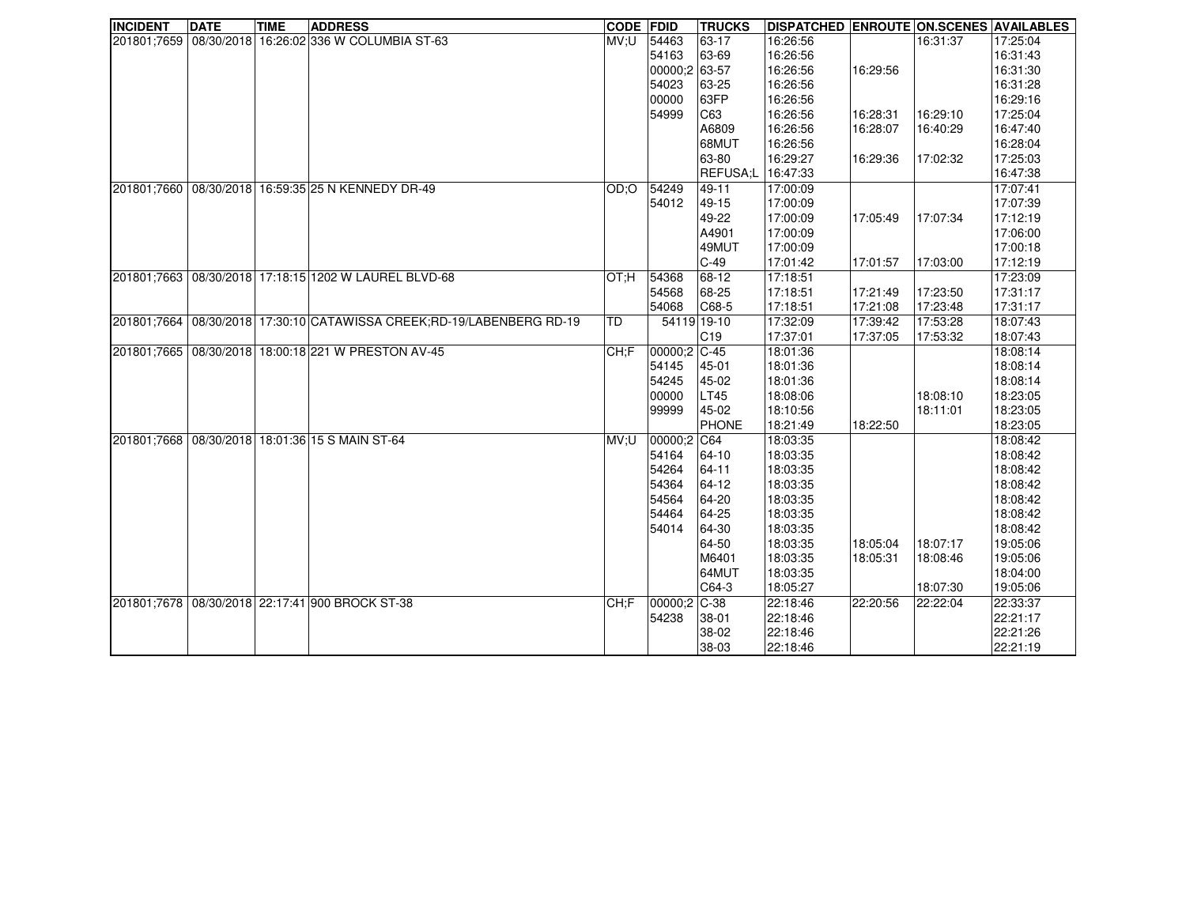| INCIDENT | DATE | TIME | ADDRESS | CODE | FDID | TRUCKS | DISPATCHED | ENROUTE | ON.SCENES | AVAILABLES |
|---|---|---|---|---|---|---|---|---|---|---|
| 201801;7659 | 08/30/2018 | 16:26:02 | 336 W COLUMBIA ST-63 | MV;U | 54463 | 63-17 | 16:26:56 | | 16:31:37 | 17:25:04 |
| | | | | | 54163 | 63-69 | 16:26:56 | | | 16:31:43 |
| | | | | | 00000;2 | 63-57 | 16:26:56 | 16:29:56 | | 16:31:30 |
| | | | | | 54023 | 63-25 | 16:26:56 | | | 16:31:28 |
| | | | | | 00000 | 63FP | 16:26:56 | | | 16:29:16 |
| | | | | | 54999 | C63 | 16:26:56 | 16:28:31 | 16:29:10 | 17:25:04 |
| | | | | | | A6809 | 16:26:56 | 16:28:07 | 16:40:29 | 16:47:40 |
| | | | | | | 68MUT | 16:26:56 | | | 16:28:04 |
| | | | | | | 63-80 | 16:29:27 | 16:29:36 | 17:02:32 | 17:25:03 |
| | | | | | | REFUSA;L | 16:47:33 | | | 16:47:38 |
| 201801;7660 | 08/30/2018 | 16:59:35 | 25 N KENNEDY DR-49 | OD;O | 54249 | 49-11 | 17:00:09 | | | 17:07:41 |
| | | | | | 54012 | 49-15 | 17:00:09 | | | 17:07:39 |
| | | | | | | 49-22 | 17:00:09 | 17:05:49 | 17:07:34 | 17:12:19 |
| | | | | | | A4901 | 17:00:09 | | | 17:06:00 |
| | | | | | | 49MUT | 17:00:09 | | | 17:00:18 |
| | | | | | | C-49 | 17:01:42 | 17:01:57 | 17:03:00 | 17:12:19 |
| 201801;7663 | 08/30/2018 | 17:18:15 | 1202 W LAUREL BLVD-68 | OT;H | 54368 | 68-12 | 17:18:51 | | | 17:23:09 |
| | | | | | 54568 | 68-25 | 17:18:51 | 17:21:49 | 17:23:50 | 17:31:17 |
| | | | | | 54068 | C68-5 | 17:18:51 | 17:21:08 | 17:23:48 | 17:31:17 |
| 201801;7664 | 08/30/2018 | 17:30:10 | CATAWISSA CREEK;RD-19/LABENBERG RD-19 | TD | 54119 | 19-10 | 17:32:09 | 17:39:42 | 17:53:28 | 18:07:43 |
| | | | | | | C19 | 17:37:01 | 17:37:05 | 17:53:32 | 18:07:43 |
| 201801;7665 | 08/30/2018 | 18:00:18 | 221 W PRESTON AV-45 | CH;F | 00000;2 | C-45 | 18:01:36 | | | 18:08:14 |
| | | | | | 54145 | 45-01 | 18:01:36 | | | 18:08:14 |
| | | | | | 54245 | 45-02 | 18:01:36 | | | 18:08:14 |
| | | | | | 00000 | LT45 | 18:08:06 | | 18:08:10 | 18:23:05 |
| | | | | | 99999 | 45-02 | 18:10:56 | | 18:11:01 | 18:23:05 |
| | | | | | | PHONE | 18:21:49 | 18:22:50 | | 18:23:05 |
| 201801;7668 | 08/30/2018 | 18:01:36 | 15 S MAIN ST-64 | MV;U | 00000;2 | C64 | 18:03:35 | | | 18:08:42 |
| | | | | | 54164 | 64-10 | 18:03:35 | | | 18:08:42 |
| | | | | | 54264 | 64-11 | 18:03:35 | | | 18:08:42 |
| | | | | | 54364 | 64-12 | 18:03:35 | | | 18:08:42 |
| | | | | | 54564 | 64-20 | 18:03:35 | | | 18:08:42 |
| | | | | | 54464 | 64-25 | 18:03:35 | | | 18:08:42 |
| | | | | | 54014 | 64-30 | 18:03:35 | | | 18:08:42 |
| | | | | | | 64-50 | 18:03:35 | 18:05:04 | 18:07:17 | 19:05:06 |
| | | | | | | M6401 | 18:03:35 | 18:05:31 | 18:08:46 | 19:05:06 |
| | | | | | | 64MUT | 18:03:35 | | | 18:04:00 |
| | | | | | | C64-3 | 18:05:27 | | 18:07:30 | 19:05:06 |
| 201801;7678 | 08/30/2018 | 22:17:41 | 900 BROCK ST-38 | CH;F | 00000;2 | C-38 | 22:18:46 | 22:20:56 | 22:22:04 | 22:33:37 |
| | | | | | 54238 | 38-01 | 22:18:46 | | | 22:21:17 |
| | | | | | | 38-02 | 22:18:46 | | | 22:21:26 |
| | | | | | | 38-03 | 22:18:46 | | | 22:21:19 |